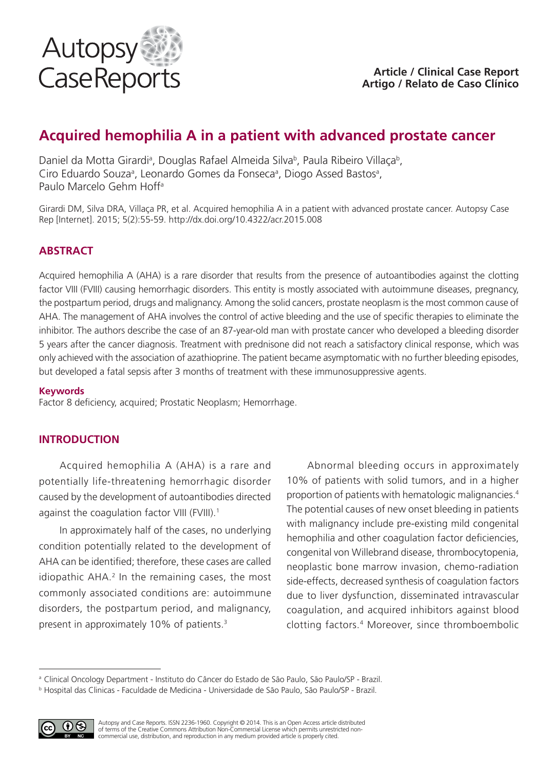Article / Clinical Case Report
Artigo / Relato de Caso Clínico

# Acquired hemophilia A in a patient with advanced prostate cancer

Daniel da Motta Girardi[a], Douglas Rafael Almeida Silva[b], Paula Ribeiro Villaça[b], Ciro Eduardo Souza[a], Leonardo Gomes da Fonseca[a], Diogo Assed Bastos[a], Paulo Marcelo Gehm Hoff[a]

Girardi DM, Silva DRA, Villaça PR, et al. Acquired hemophilia A in a patient with advanced prostate cancer. Autopsy Case Rep [Internet]. 2015; 5(2):55-59. http://dx.doi.org/10.4322/acr.2015.008

## ABSTRACT

Acquired hemophilia A (AHA) is a rare disorder that results from the presence of autoantibodies against the clotting factor VIII (FVIII) causing hemorrhagic disorders. This entity is mostly associated with autoimmune diseases, pregnancy, the postpartum period, drugs and malignancy. Among the solid cancers, prostate neoplasm is the most common cause of AHA. The management of AHA involves the control of active bleeding and the use of specific therapies to eliminate the inhibitor. The authors describe the case of an 87-year-old man with prostate cancer who developed a bleeding disorder 5 years after the cancer diagnosis. Treatment with prednisone did not reach a satisfactory clinical response, which was only achieved with the association of azathioprine. The patient became asymptomatic with no further bleeding episodes, but developed a fatal sepsis after 3 months of treatment with these immunosuppressive agents.

**Keywords**

Factor 8 deficiency, acquired; Prostatic Neoplasm; Hemorrhage.

## INTRODUCTION

Acquired hemophilia A (AHA) is a rare and potentially life-threatening hemorrhagic disorder caused by the development of autoantibodies directed against the coagulation factor VIII (FVIII).[1]

In approximately half of the cases, no underlying condition potentially related to the development of AHA can be identified; therefore, these cases are called idiopathic AHA.[2] In the remaining cases, the most commonly associated conditions are: autoimmune disorders, the postpartum period, and malignancy, present in approximately 10% of patients.[3]

Abnormal bleeding occurs in approximately 10% of patients with solid tumors, and in a higher proportion of patients with hematologic malignancies.[4] The potential causes of new onset bleeding in patients with malignancy include pre-existing mild congenital hemophilia and other coagulation factor deficiencies, congenital von Willebrand disease, thrombocytopenia, neoplastic bone marrow invasion, chemo-radiation side-effects, decreased synthesis of coagulation factors due to liver dysfunction, disseminated intravascular coagulation, and acquired inhibitors against blood clotting factors.[4] Moreover, since thromboembolic

[a] Clinical Oncology Department - Instituto do Câncer do Estado de São Paulo, São Paulo/SP - Brazil.

[b] Hospital das Clinicas - Faculdade de Medicina - Universidade de São Paulo, São Paulo/SP - Brazil.

Autopsy and Case Reports. ISSN 2236-1960. Copyright © 2014. This is an Open Access article distributed of terms of the Creative Commons Attribution Non-Commercial License which permits unrestricted non-commercial use, distribution, and reproduction in any medium provided article is properly cited.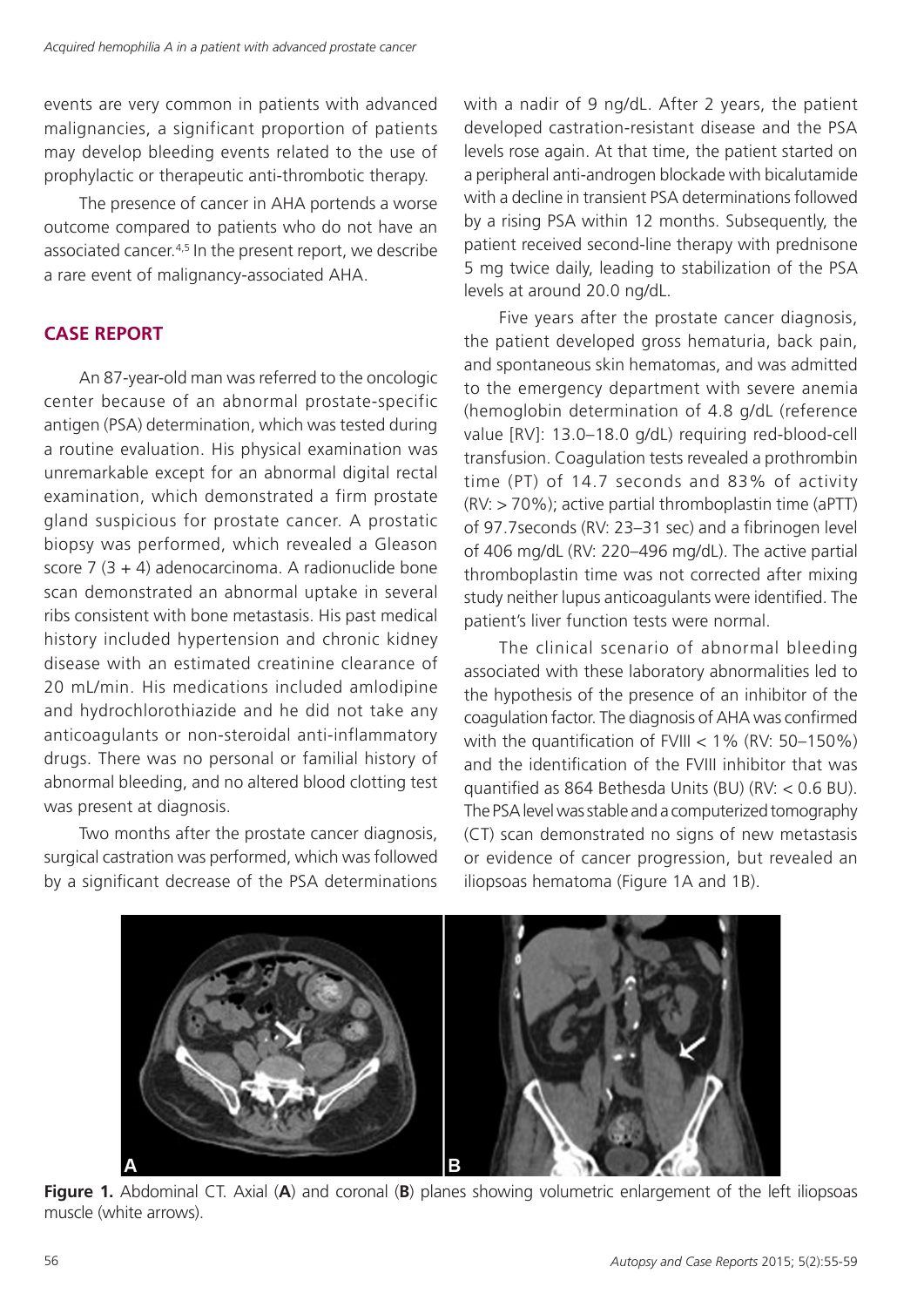events are very common in patients with advanced malignancies, a significant proportion of patients may develop bleeding events related to the use of prophylactic or therapeutic anti-thrombotic therapy.

The presence of cancer in AHA portends a worse outcome compared to patients who do not have an associated cancer.[4,5] In the present report, we describe a rare event of malignancy-associated AHA.

## CASE REPORT

An 87-year-old man was referred to the oncologic center because of an abnormal prostate-specific antigen (PSA) determination, which was tested during a routine evaluation. His physical examination was unremarkable except for an abnormal digital rectal examination, which demonstrated a firm prostate gland suspicious for prostate cancer. A prostatic biopsy was performed, which revealed a Gleason score 7 (3 + 4) adenocarcinoma. A radionuclide bone scan demonstrated an abnormal uptake in several ribs consistent with bone metastasis. His past medical history included hypertension and chronic kidney disease with an estimated creatinine clearance of 20 mL/min. His medications included amlodipine and hydrochlorothiazide and he did not take any anticoagulants or non-steroidal anti-inflammatory drugs. There was no personal or familial history of abnormal bleeding, and no altered blood clotting test was present at diagnosis.

Two months after the prostate cancer diagnosis, surgical castration was performed, which was followed by a significant decrease of the PSA determinations with a nadir of 9 ng/dL. After 2 years, the patient developed castration-resistant disease and the PSA levels rose again. At that time, the patient started on a peripheral anti-androgen blockade with bicalutamide with a decline in transient PSA determinations followed by a rising PSA within 12 months. Subsequently, the patient received second-line therapy with prednisone 5 mg twice daily, leading to stabilization of the PSA levels at around 20.0 ng/dL.

Five years after the prostate cancer diagnosis, the patient developed gross hematuria, back pain, and spontaneous skin hematomas, and was admitted to the emergency department with severe anemia (hemoglobin determination of 4.8 g/dL (reference value [RV]: 13.0–18.0 g/dL) requiring red-blood-cell transfusion. Coagulation tests revealed a prothrombin time (PT) of 14.7 seconds and 83% of activity (RV: > 70%); active partial thromboplastin time (aPTT) of 97.7seconds (RV: 23–31 sec) and a fibrinogen level of 406 mg/dL (RV: 220–496 mg/dL). The active partial thromboplastin time was not corrected after mixing study neither lupus anticoagulants were identified. The patient's liver function tests were normal.

The clinical scenario of abnormal bleeding associated with these laboratory abnormalities led to the hypothesis of the presence of an inhibitor of the coagulation factor. The diagnosis of AHA was confirmed with the quantification of FVIII < 1% (RV: 50–150%) and the identification of the FVIII inhibitor that was quantified as 864 Bethesda Units (BU) (RV: < 0.6 BU). The PSA level was stable and a computerized tomography (CT) scan demonstrated no signs of new metastasis or evidence of cancer progression, but revealed an iliopsoas hematoma (Figure 1A and 1B).

**Figure 1.** Abdominal CT. Axial (**A**) and coronal (**B**) planes showing volumetric enlargement of the left iliopsoas muscle (white arrows).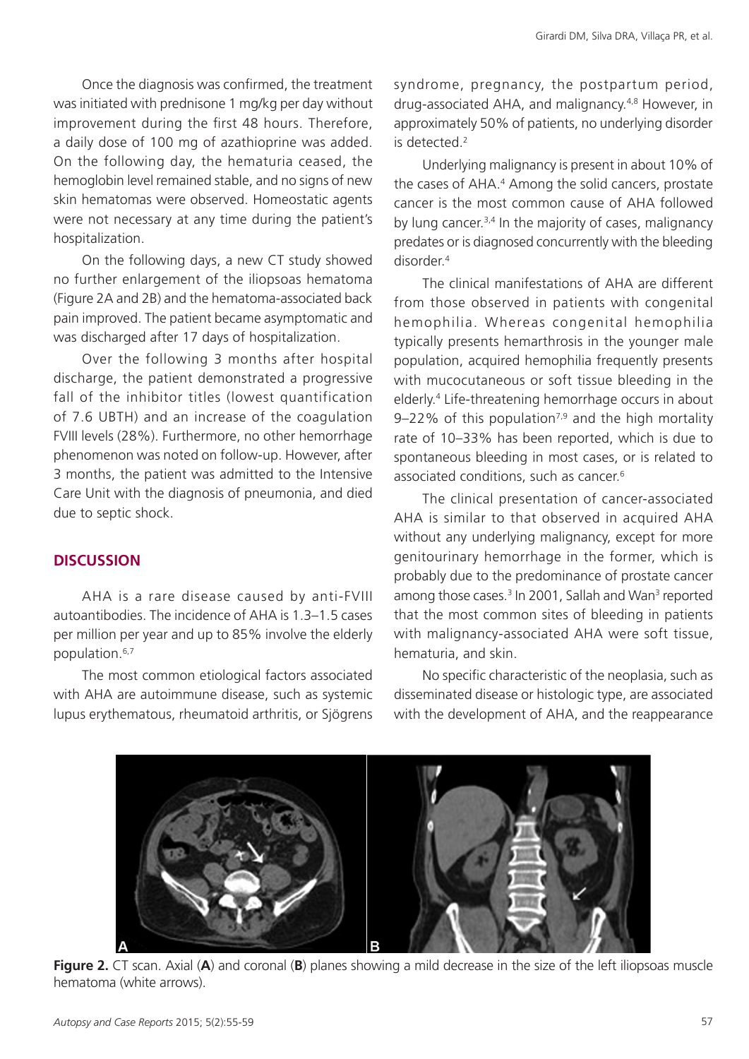Once the diagnosis was confirmed, the treatment was initiated with prednisone 1 mg/kg per day without improvement during the first 48 hours. Therefore, a daily dose of 100 mg of azathioprine was added. On the following day, the hematuria ceased, the hemoglobin level remained stable, and no signs of new skin hematomas were observed. Homeostatic agents were not necessary at any time during the patient's hospitalization.

On the following days, a new CT study showed no further enlargement of the iliopsoas hematoma (Figure 2A and 2B) and the hematoma-associated back pain improved. The patient became asymptomatic and was discharged after 17 days of hospitalization.

Over the following 3 months after hospital discharge, the patient demonstrated a progressive fall of the inhibitor titles (lowest quantification of 7.6 UBTH) and an increase of the coagulation FVIII levels (28%). Furthermore, no other hemorrhage phenomenon was noted on follow-up. However, after 3 months, the patient was admitted to the Intensive Care Unit with the diagnosis of pneumonia, and died due to septic shock.

## DISCUSSION

AHA is a rare disease caused by anti-FVIII autoantibodies. The incidence of AHA is 1.3–1.5 cases per million per year and up to 85% involve the elderly population.[6,7]

The most common etiological factors associated with AHA are autoimmune disease, such as systemic lupus erythematous, rheumatoid arthritis, or Sjögrens syndrome, pregnancy, the postpartum period, drug-associated AHA, and malignancy.[4,8] However, in approximately 50% of patients, no underlying disorder is detected.[2]

Underlying malignancy is present in about 10% of the cases of AHA.[4] Among the solid cancers, prostate cancer is the most common cause of AHA followed by lung cancer.[3,4] In the majority of cases, malignancy predates or is diagnosed concurrently with the bleeding disorder.[4]

The clinical manifestations of AHA are different from those observed in patients with congenital hemophilia. Whereas congenital hemophilia typically presents hemarthrosis in the younger male population, acquired hemophilia frequently presents with mucocutaneous or soft tissue bleeding in the elderly.[4] Life-threatening hemorrhage occurs in about 9–22% of this population[7,9] and the high mortality rate of 10–33% has been reported, which is due to spontaneous bleeding in most cases, or is related to associated conditions, such as cancer.[6]

The clinical presentation of cancer-associated AHA is similar to that observed in acquired AHA without any underlying malignancy, except for more genitourinary hemorrhage in the former, which is probably due to the predominance of prostate cancer among those cases.[3] In 2001, Sallah and Wan[3] reported that the most common sites of bleeding in patients with malignancy-associated AHA were soft tissue, hematuria, and skin.

No specific characteristic of the neoplasia, such as disseminated disease or histologic type, are associated with the development of AHA, and the reappearance

**Figure 2.** CT scan. Axial (**A**) and coronal (**B**) planes showing a mild decrease in the size of the left iliopsoas muscle hematoma (white arrows).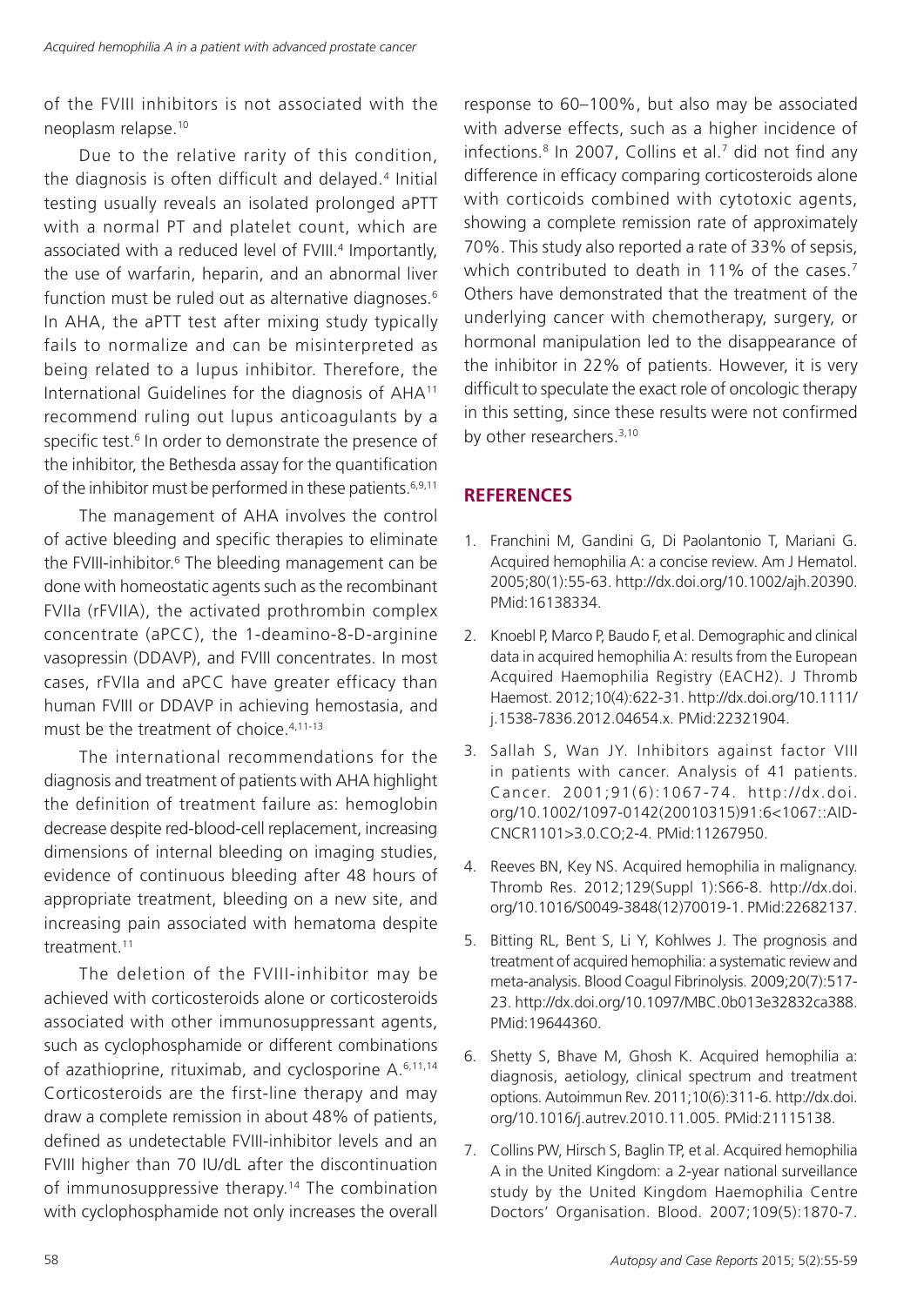of the FVIII inhibitors is not associated with the neoplasm relapse.[10]

Due to the relative rarity of this condition, the diagnosis is often difficult and delayed.[4] Initial testing usually reveals an isolated prolonged aPTT with a normal PT and platelet count, which are associated with a reduced level of FVIII.[4] Importantly, the use of warfarin, heparin, and an abnormal liver function must be ruled out as alternative diagnoses.[6] In AHA, the aPTT test after mixing study typically fails to normalize and can be misinterpreted as being related to a lupus inhibitor. Therefore, the International Guidelines for the diagnosis of AHA[11] recommend ruling out lupus anticoagulants by a specific test.[6] In order to demonstrate the presence of the inhibitor, the Bethesda assay for the quantification of the inhibitor must be performed in these patients.[6,9,11]

The management of AHA involves the control of active bleeding and specific therapies to eliminate the FVIII-inhibitor.[6] The bleeding management can be done with homeostatic agents such as the recombinant FVIIa (rFVIIA), the activated prothrombin complex concentrate (aPCC), the 1-deamino-8-D-arginine vasopressin (DDAVP), and FVIII concentrates. In most cases, rFVIIa and aPCC have greater efficacy than human FVIII or DDAVP in achieving hemostasia, and must be the treatment of choice.[4,11-13]

The international recommendations for the diagnosis and treatment of patients with AHA highlight the definition of treatment failure as: hemoglobin decrease despite red-blood-cell replacement, increasing dimensions of internal bleeding on imaging studies, evidence of continuous bleeding after 48 hours of appropriate treatment, bleeding on a new site, and increasing pain associated with hematoma despite treatment.[11]

The deletion of the FVIII-inhibitor may be achieved with corticosteroids alone or corticosteroids associated with other immunosuppressant agents, such as cyclophosphamide or different combinations of azathioprine, rituximab, and cyclosporine A.[6,11,14] Corticosteroids are the first-line therapy and may draw a complete remission in about 48% of patients, defined as undetectable FVIII-inhibitor levels and an FVIII higher than 70 IU/dL after the discontinuation of immunosuppressive therapy.[14] The combination with cyclophosphamide not only increases the overall response to 60–100%, but also may be associated with adverse effects, such as a higher incidence of infections.[8] In 2007, Collins et al.[7] did not find any difference in efficacy comparing corticosteroids alone with corticoids combined with cytotoxic agents, showing a complete remission rate of approximately 70%. This study also reported a rate of 33% of sepsis, which contributed to death in 11% of the cases.[7] Others have demonstrated that the treatment of the underlying cancer with chemotherapy, surgery, or hormonal manipulation led to the disappearance of the inhibitor in 22% of patients. However, it is very difficult to speculate the exact role of oncologic therapy in this setting, since these results were not confirmed by other researchers.[3,10]

## REFERENCES

1. Franchini M, Gandini G, Di Paolantonio T, Mariani G. Acquired hemophilia A: a concise review. Am J Hematol. 2005;80(1):55-63. http://dx.doi.org/10.1002/ajh.20390. PMid:16138334.
2. Knoebl P, Marco P, Baudo F, et al. Demographic and clinical data in acquired hemophilia A: results from the European Acquired Haemophilia Registry (EACH2). J Thromb Haemost. 2012;10(4):622-31. http://dx.doi.org/10.1111/j.1538-7836.2012.04654.x. PMid:22321904.
3. Sallah S, Wan JY. Inhibitors against factor VIII in patients with cancer. Analysis of 41 patients. Cancer. 2001;91(6):1067-74. http://dx.doi.org/10.1002/1097-0142(20010315)91:6<1067::AID-CNCR1101>3.0.CO;2-4. PMid:11267950.
4. Reeves BN, Key NS. Acquired hemophilia in malignancy. Thromb Res. 2012;129(Suppl 1):S66-8. http://dx.doi.org/10.1016/S0049-3848(12)70019-1. PMid:22682137.
5. Bitting RL, Bent S, Li Y, Kohlwes J. The prognosis and treatment of acquired hemophilia: a systematic review and meta-analysis. Blood Coagul Fibrinolysis. 2009;20(7):517-23. http://dx.doi.org/10.1097/MBC.0b013e32832ca388. PMid:19644360.
6. Shetty S, Bhave M, Ghosh K. Acquired hemophilia a: diagnosis, aetiology, clinical spectrum and treatment options. Autoimmun Rev. 2011;10(6):311-6. http://dx.doi.org/10.1016/j.autrev.2010.11.005. PMid:21115138.
7. Collins PW, Hirsch S, Baglin TP, et al. Acquired hemophilia A in the United Kingdom: a 2-year national surveillance study by the United Kingdom Haemophilia Centre Doctors' Organisation. Blood. 2007;109(5):1870-7.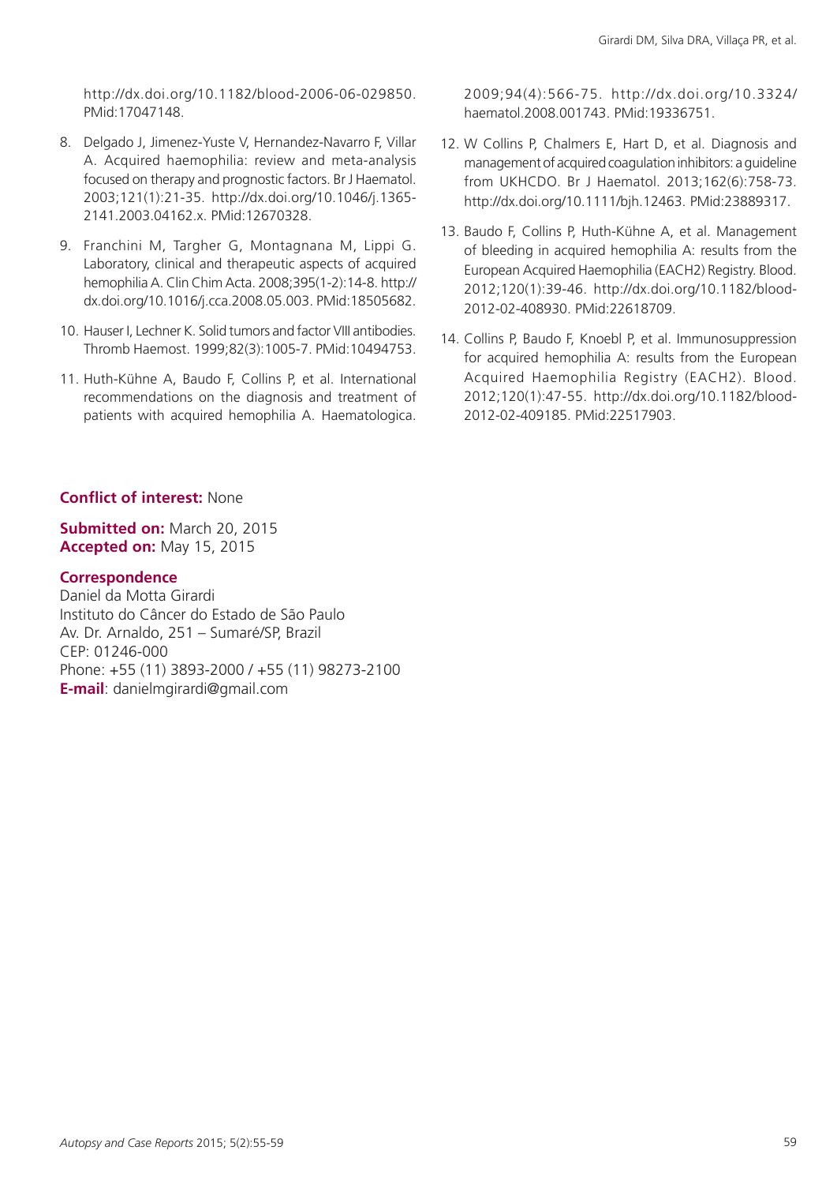http://dx.doi.org/10.1182/blood-2006-06-029850. PMid:17047148.

8. Delgado J, Jimenez-Yuste V, Hernandez-Navarro F, Villar A. Acquired haemophilia: review and meta-analysis focused on therapy and prognostic factors. Br J Haematol. 2003;121(1):21-35. http://dx.doi.org/10.1046/j.1365-2141.2003.04162.x. PMid:12670328.
9. Franchini M, Targher G, Montagnana M, Lippi G. Laboratory, clinical and therapeutic aspects of acquired hemophilia A. Clin Chim Acta. 2008;395(1-2):14-8. http://dx.doi.org/10.1016/j.cca.2008.05.003. PMid:18505682.
10. Hauser I, Lechner K. Solid tumors and factor VIII antibodies. Thromb Haemost. 1999;82(3):1005-7. PMid:10494753.
11. Huth-Kühne A, Baudo F, Collins P, et al. International recommendations on the diagnosis and treatment of patients with acquired hemophilia A. Haematologica. 2009;94(4):566-75. http://dx.doi.org/10.3324/haematol.2008.001743. PMid:19336751.
12. W Collins P, Chalmers E, Hart D, et al. Diagnosis and management of acquired coagulation inhibitors: a guideline from UKHCDO. Br J Haematol. 2013;162(6):758-73. http://dx.doi.org/10.1111/bjh.12463. PMid:23889317.
13. Baudo F, Collins P, Huth-Kühne A, et al. Management of bleeding in acquired hemophilia A: results from the European Acquired Haemophilia (EACH2) Registry. Blood. 2012;120(1):39-46. http://dx.doi.org/10.1182/blood-2012-02-408930. PMid:22618709.
14. Collins P, Baudo F, Knoebl P, et al. Immunosuppression for acquired hemophilia A: results from the European Acquired Haemophilia Registry (EACH2). Blood. 2012;120(1):47-55. http://dx.doi.org/10.1182/blood-2012-02-409185. PMid:22517903.

**Conflict of interest:** None

**Submitted on:** March 20, 2015
**Accepted on:** May 15, 2015

**Correspondence**
Daniel da Motta Girardi
Instituto do Câncer do Estado de São Paulo
Av. Dr. Arnaldo, 251 – Sumaré/SP, Brazil
CEP: 01246-000
Phone: +55 (11) 3893-2000 / +55 (11) 98273-2100
**E-mail**: danielmgirardi@gmail.com